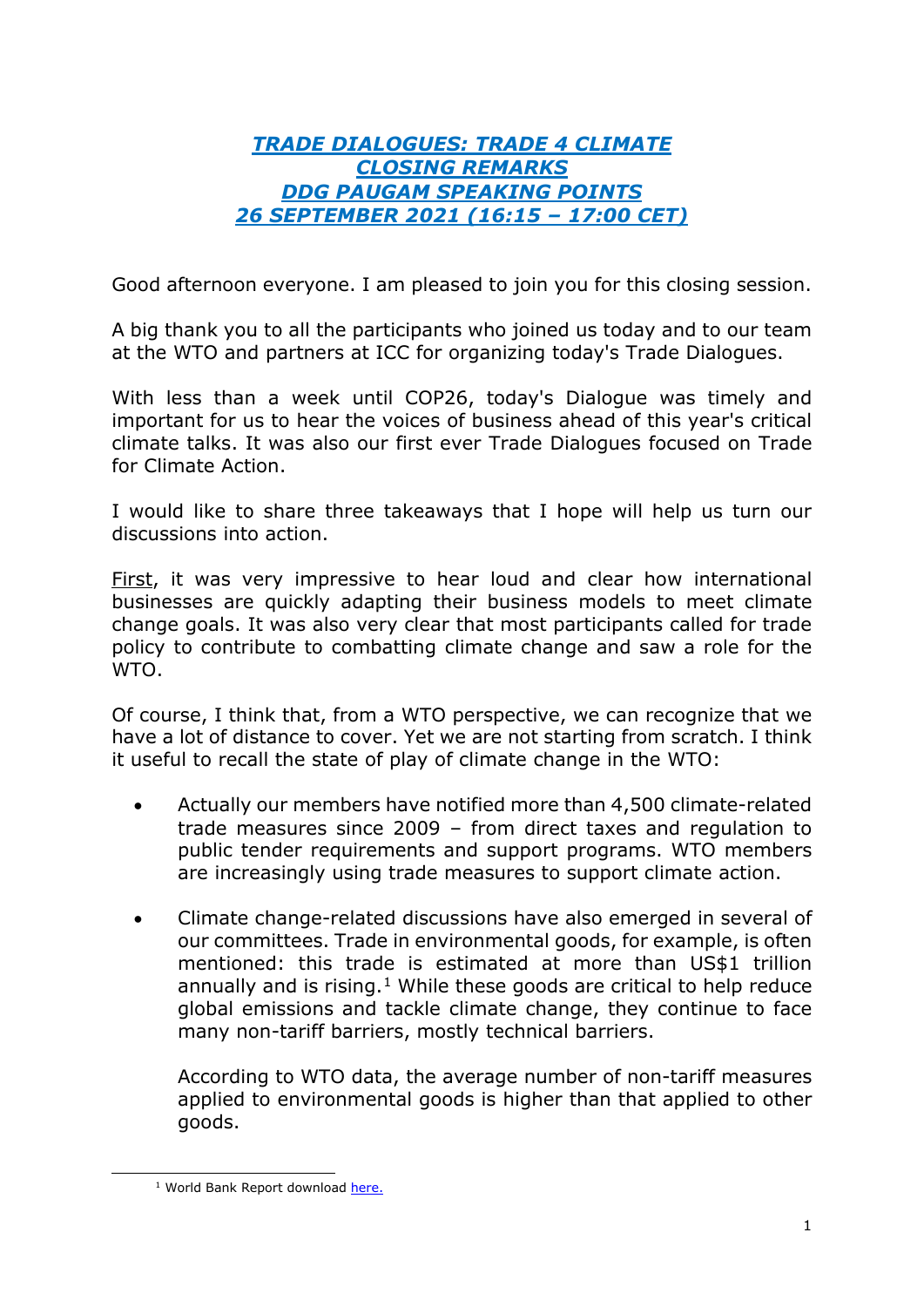# *TRADE DIALOGUES: TRADE 4 CLIMATE*
# *CLOSING REMARKS*
# *DDG PAUGAM SPEAKING POINTS*
# *26 SEPTEMBER 2021 (16:15 – 17:00 CET)*

Good afternoon everyone. I am pleased to join you for this closing session.

A big thank you to all the participants who joined us today and to our team at the WTO and partners at ICC for organizing today's Trade Dialogues.

With less than a week until COP26, today's Dialogue was timely and important for us to hear the voices of business ahead of this year's critical climate talks. It was also our first ever Trade Dialogues focused on Trade for Climate Action.

I would like to share three takeaways that I hope will help us turn our discussions into action.

First, it was very impressive to hear loud and clear how international businesses are quickly adapting their business models to meet climate change goals. It was also very clear that most participants called for trade policy to contribute to combatting climate change and saw a role for the WTO.

Of course, I think that, from a WTO perspective, we can recognize that we have a lot of distance to cover. Yet we are not starting from scratch. I think it useful to recall the state of play of climate change in the WTO:

- Actually our members have notified more than 4,500 climate-related trade measures since 2009 – from direct taxes and regulation to public tender requirements and support programs. WTO members are increasingly using trade measures to support climate action.

- Climate change-related discussions have also emerged in several of our committees. Trade in environmental goods, for example, is often mentioned: this trade is estimated at more than US$1 trillion annually and is rising.[1] While these goods are critical to help reduce global emissions and tackle climate change, they continue to face many non-tariff barriers, mostly technical barriers.

  According to WTO data, the average number of non-tariff measures applied to environmental goods is higher than that applied to other goods.

---

[1] World Bank Report download here.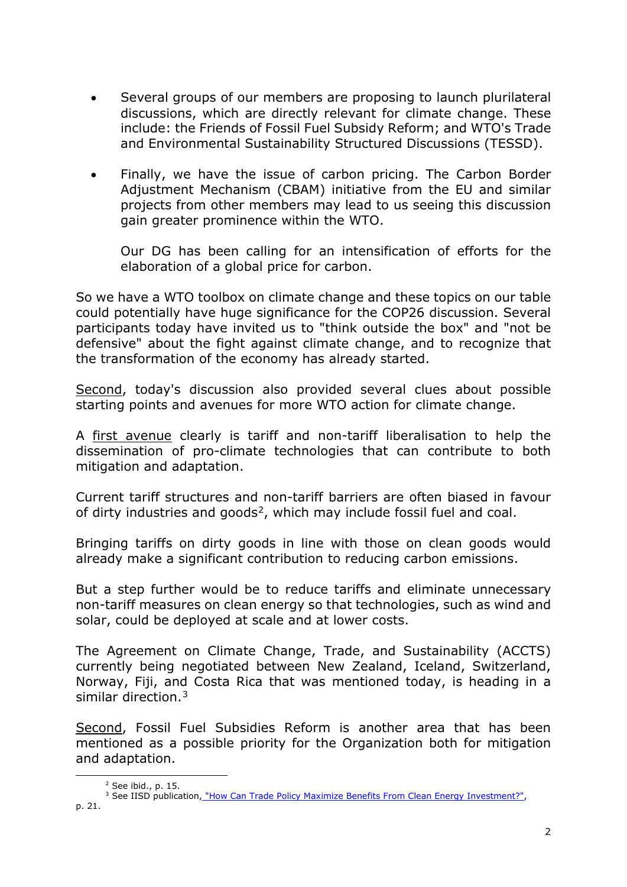- Several groups of our members are proposing to launch plurilateral discussions, which are directly relevant for climate change. These include: the Friends of Fossil Fuel Subsidy Reform; and WTO's Trade and Environmental Sustainability Structured Discussions (TESSD).

- Finally, we have the issue of carbon pricing. The Carbon Border Adjustment Mechanism (CBAM) initiative from the EU and similar projects from other members may lead to us seeing this discussion gain greater prominence within the WTO.

  Our DG has been calling for an intensification of efforts for the elaboration of a global price for carbon.

So we have a WTO toolbox on climate change and these topics on our table could potentially have huge significance for the COP26 discussion. Several participants today have invited us to "think outside the box" and "not be defensive" about the fight against climate change, and to recognize that the transformation of the economy has already started.

Second, today's discussion also provided several clues about possible starting points and avenues for more WTO action for climate change.

A first avenue clearly is tariff and non-tariff liberalisation to help the dissemination of pro-climate technologies that can contribute to both mitigation and adaptation.

Current tariff structures and non-tariff barriers are often biased in favour of dirty industries and goods[2], which may include fossil fuel and coal.

Bringing tariffs on dirty goods in line with those on clean goods would already make a significant contribution to reducing carbon emissions.

But a step further would be to reduce tariffs and eliminate unnecessary non-tariff measures on clean energy so that technologies, such as wind and solar, could be deployed at scale and at lower costs.

The Agreement on Climate Change, Trade, and Sustainability (ACCTS) currently being negotiated between New Zealand, Iceland, Switzerland, Norway, Fiji, and Costa Rica that was mentioned today, is heading in a similar direction.[3]

Second, Fossil Fuel Subsidies Reform is another area that has been mentioned as a possible priority for the Organization both for mitigation and adaptation.

---

[2] See ibid., p. 15.

[3] See IISD publication, "How Can Trade Policy Maximize Benefits From Clean Energy Investment?", p. 21.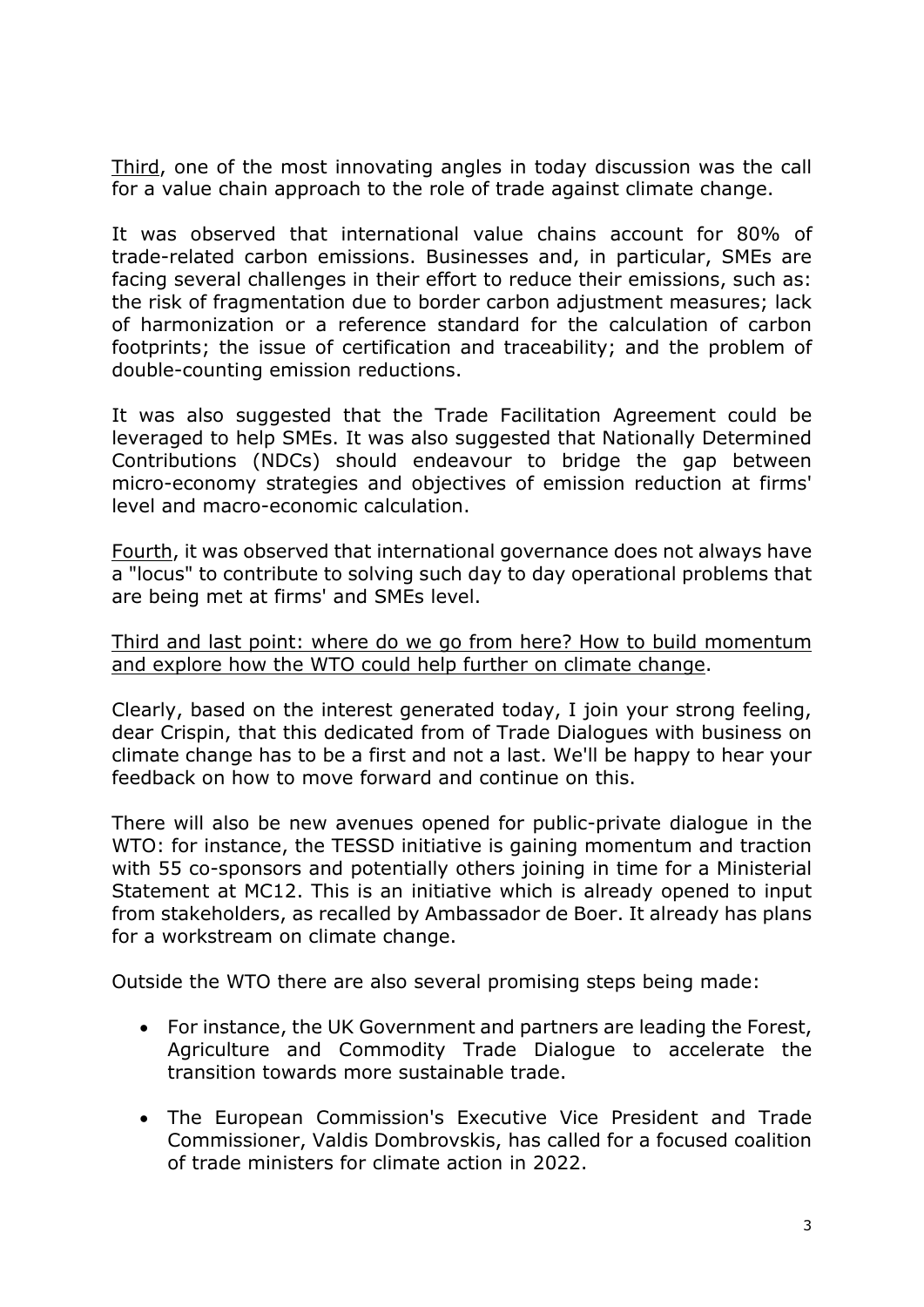<u>Third</u>, one of the most innovating angles in today discussion was the call for a value chain approach to the role of trade against climate change.

It was observed that international value chains account for 80% of trade-related carbon emissions. Businesses and, in particular, SMEs are facing several challenges in their effort to reduce their emissions, such as: the risk of fragmentation due to border carbon adjustment measures; lack of harmonization or a reference standard for the calculation of carbon footprints; the issue of certification and traceability; and the problem of double-counting emission reductions.

It was also suggested that the Trade Facilitation Agreement could be leveraged to help SMEs. It was also suggested that Nationally Determined Contributions (NDCs) should endeavour to bridge the gap between micro-economy strategies and objectives of emission reduction at firms' level and macro-economic calculation.

<u>Fourth</u>, it was observed that international governance does not always have a "locus" to contribute to solving such day to day operational problems that are being met at firms' and SMEs level.

<u>Third and last point: where do we go from here? How to build momentum and explore how the WTO could help further on climate change</u>.

Clearly, based on the interest generated today, I join your strong feeling, dear Crispin, that this dedicated from of Trade Dialogues with business on climate change has to be a first and not a last. We'll be happy to hear your feedback on how to move forward and continue on this.

There will also be new avenues opened for public-private dialogue in the WTO: for instance, the TESSD initiative is gaining momentum and traction with 55 co-sponsors and potentially others joining in time for a Ministerial Statement at MC12. This is an initiative which is already opened to input from stakeholders, as recalled by Ambassador de Boer. It already has plans for a workstream on climate change.

Outside the WTO there are also several promising steps being made:

- For instance, the UK Government and partners are leading the Forest, Agriculture and Commodity Trade Dialogue to accelerate the transition towards more sustainable trade.
- The European Commission's Executive Vice President and Trade Commissioner, Valdis Dombrovskis, has called for a focused coalition of trade ministers for climate action in 2022.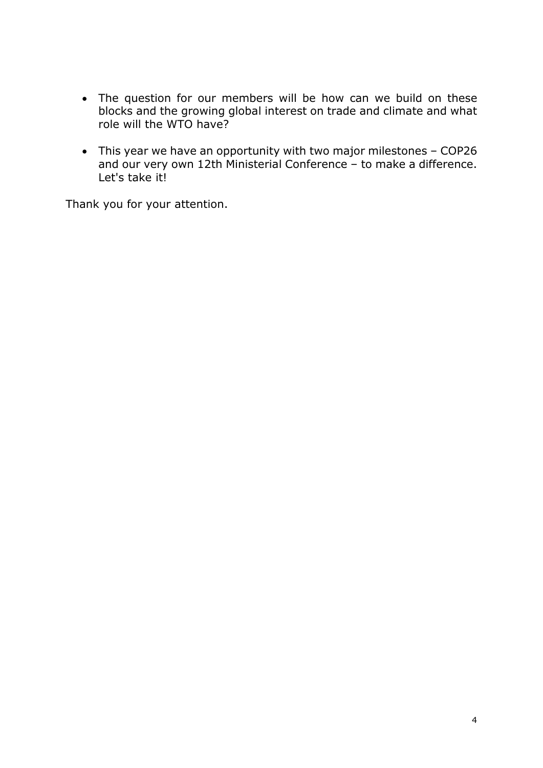- The question for our members will be how can we build on these blocks and the growing global interest on trade and climate and what role will the WTO have?
- This year we have an opportunity with two major milestones – COP26 and our very own 12th Ministerial Conference – to make a difference. Let's take it!

Thank you for your attention.